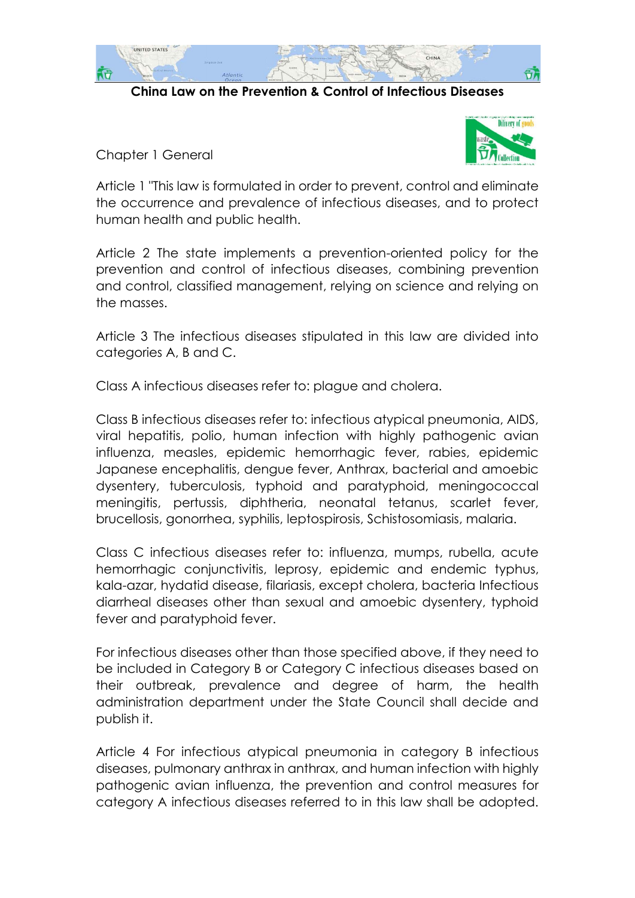# China Law on the Prevention & Control of Infectious Diseases

## Chapter 1 General

Article 1 "This law is formulated in order to prevent, control and eliminate the occurrence and prevalence of infectious diseases, and to protect human health and public health.

Article 2 The state implements a prevention-oriented policy for the prevention and control of infectious diseases, combining prevention and control, classified management, relying on science and relying on the masses.

Article 3 The infectious diseases stipulated in this law are divided into categories A, B and C.

Class A infectious diseases refer to: plague and cholera.

Class B infectious diseases refer to: infectious atypical pneumonia, AIDS, viral hepatitis, polio, human infection with highly pathogenic avian influenza, measles, epidemic hemorrhagic fever, rabies, epidemic Japanese encephalitis, dengue fever, Anthrax, bacterial and amoebic dysentery, tuberculosis, typhoid and paratyphoid, meningococcal meningitis, pertussis, diphtheria, neonatal tetanus, scarlet fever, brucellosis, gonorrhea, syphilis, leptospirosis, Schistosomiasis, malaria.

Class C infectious diseases refer to: influenza, mumps, rubella, acute hemorrhagic conjunctivitis, leprosy, epidemic and endemic typhus, kala-azar, hydatid disease, filariasis, except cholera, bacteria Infectious diarrheal diseases other than sexual and amoebic dysentery, typhoid fever and paratyphoid fever.

For infectious diseases other than those specified above, if they need to be included in Category B or Category C infectious diseases based on their outbreak, prevalence and degree of harm, the health administration department under the State Council shall decide and publish it.

Article 4 For infectious atypical pneumonia in category B infectious diseases, pulmonary anthrax in anthrax, and human infection with highly pathogenic avian influenza, the prevention and control measures for category A infectious diseases referred to in this law shall be adopted.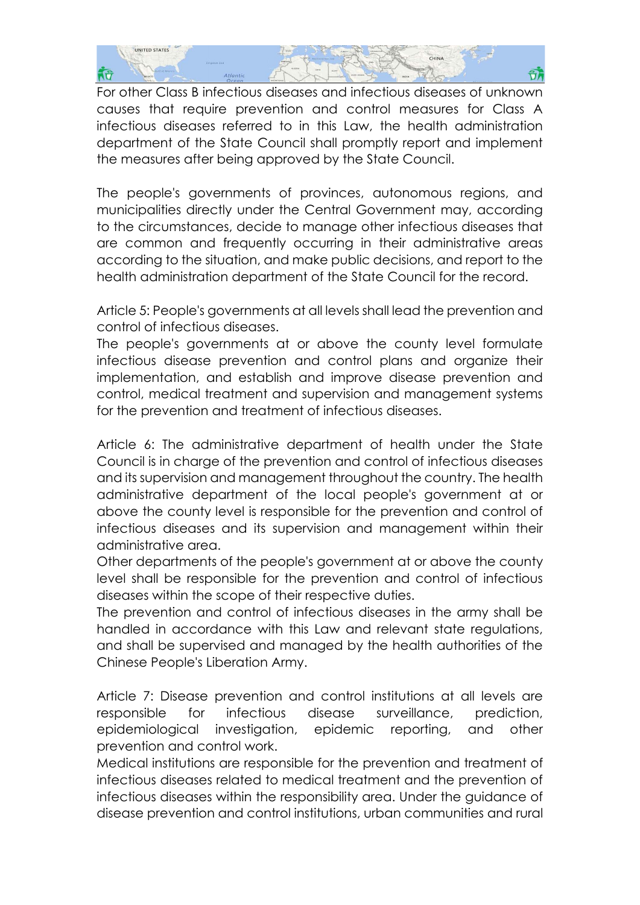For other Class B infectious diseases and infectious diseases of unknown causes that require prevention and control measures for Class A infectious diseases referred to in this Law, the health administration department of the State Council shall promptly report and implement the measures after being approved by the State Council.

The people's governments of provinces, autonomous regions, and municipalities directly under the Central Government may, according to the circumstances, decide to manage other infectious diseases that are common and frequently occurring in their administrative areas according to the situation, and make public decisions, and report to the health administration department of the State Council for the record.

Article 5: People's governments at all levels shall lead the prevention and control of infectious diseases.
The people's governments at or above the county level formulate infectious disease prevention and control plans and organize their implementation, and establish and improve disease prevention and control, medical treatment and supervision and management systems for the prevention and treatment of infectious diseases.

Article 6: The administrative department of health under the State Council is in charge of the prevention and control of infectious diseases and its supervision and management throughout the country. The health administrative department of the local people's government at or above the county level is responsible for the prevention and control of infectious diseases and its supervision and management within their administrative area.
Other departments of the people's government at or above the county level shall be responsible for the prevention and control of infectious diseases within the scope of their respective duties.
The prevention and control of infectious diseases in the army shall be handled in accordance with this Law and relevant state regulations, and shall be supervised and managed by the health authorities of the Chinese People's Liberation Army.

Article 7: Disease prevention and control institutions at all levels are responsible for infectious disease surveillance, prediction, epidemiological investigation, epidemic reporting, and other prevention and control work.
Medical institutions are responsible for the prevention and treatment of infectious diseases related to medical treatment and the prevention of infectious diseases within the responsibility area. Under the guidance of disease prevention and control institutions, urban communities and rural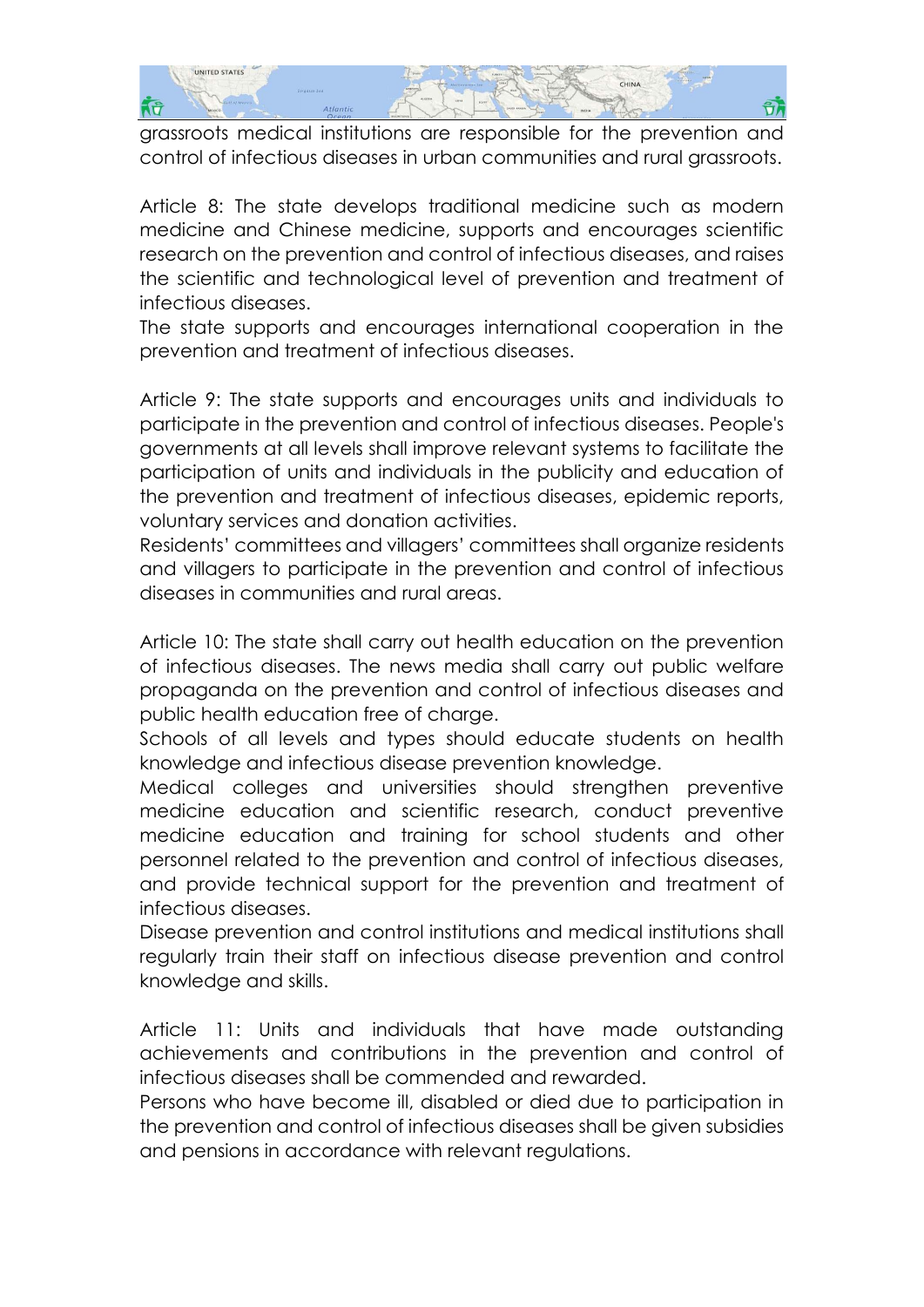grassroots medical institutions are responsible for the prevention and control of infectious diseases in urban communities and rural grassroots.

Article 8: The state develops traditional medicine such as modern medicine and Chinese medicine, supports and encourages scientific research on the prevention and control of infectious diseases, and raises the scientific and technological level of prevention and treatment of infectious diseases.
The state supports and encourages international cooperation in the prevention and treatment of infectious diseases.

Article 9: The state supports and encourages units and individuals to participate in the prevention and control of infectious diseases. People's governments at all levels shall improve relevant systems to facilitate the participation of units and individuals in the publicity and education of the prevention and treatment of infectious diseases, epidemic reports, voluntary services and donation activities.
Residents' committees and villagers' committees shall organize residents and villagers to participate in the prevention and control of infectious diseases in communities and rural areas.

Article 10: The state shall carry out health education on the prevention of infectious diseases. The news media shall carry out public welfare propaganda on the prevention and control of infectious diseases and public health education free of charge.
Schools of all levels and types should educate students on health knowledge and infectious disease prevention knowledge.
Medical colleges and universities should strengthen preventive medicine education and scientific research, conduct preventive medicine education and training for school students and other personnel related to the prevention and control of infectious diseases, and provide technical support for the prevention and treatment of infectious diseases.
Disease prevention and control institutions and medical institutions shall regularly train their staff on infectious disease prevention and control knowledge and skills.

Article 11: Units and individuals that have made outstanding achievements and contributions in the prevention and control of infectious diseases shall be commended and rewarded.
Persons who have become ill, disabled or died due to participation in the prevention and control of infectious diseases shall be given subsidies and pensions in accordance with relevant regulations.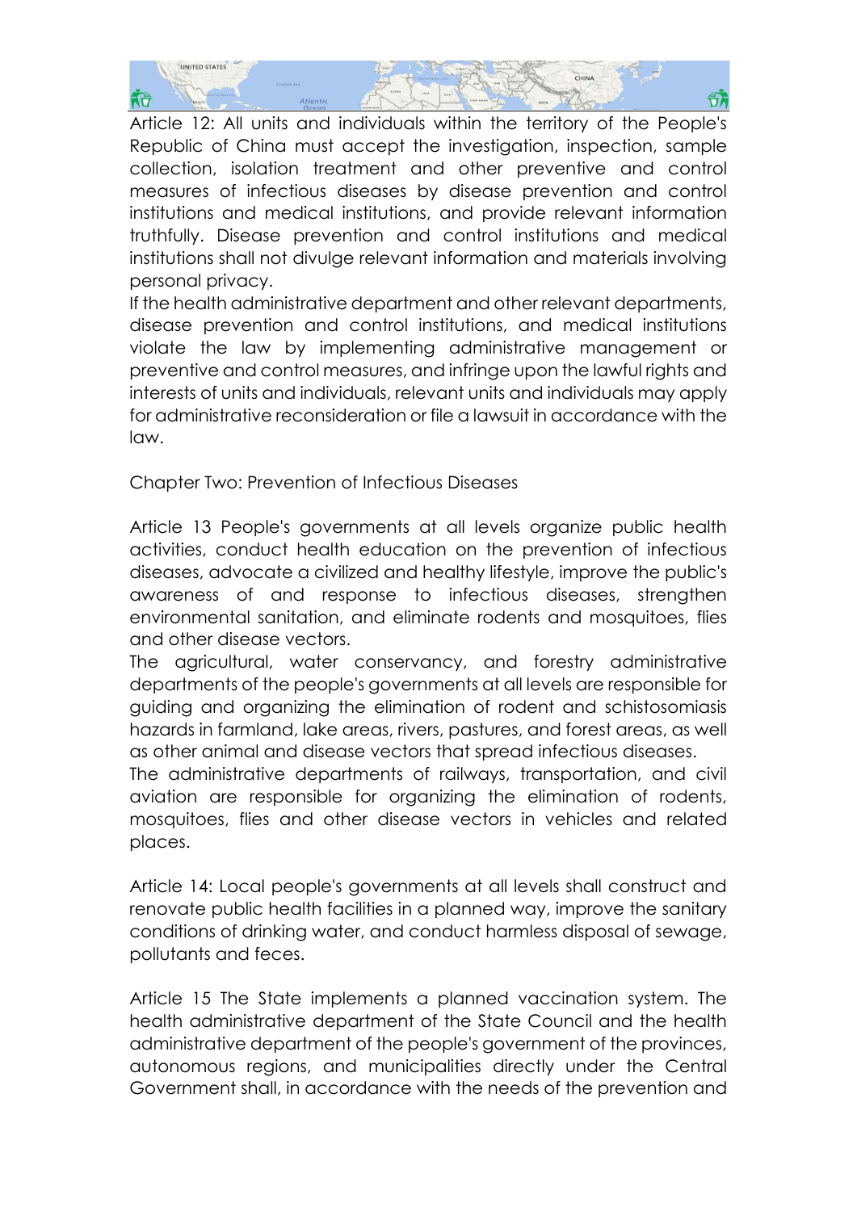Article 12: All units and individuals within the territory of the People's Republic of China must accept the investigation, inspection, sample collection, isolation treatment and other preventive and control measures of infectious diseases by disease prevention and control institutions and medical institutions, and provide relevant information truthfully. Disease prevention and control institutions and medical institutions shall not divulge relevant information and materials involving personal privacy.

If the health administrative department and other relevant departments, disease prevention and control institutions, and medical institutions violate the law by implementing administrative management or preventive and control measures, and infringe upon the lawful rights and interests of units and individuals, relevant units and individuals may apply for administrative reconsideration or file a lawsuit in accordance with the law.

## Chapter Two: Prevention of Infectious Diseases

Article 13 People's governments at all levels organize public health activities, conduct health education on the prevention of infectious diseases, advocate a civilized and healthy lifestyle, improve the public's awareness of and response to infectious diseases, strengthen environmental sanitation, and eliminate rodents and mosquitoes, flies and other disease vectors.

The agricultural, water conservancy, and forestry administrative departments of the people's governments at all levels are responsible for guiding and organizing the elimination of rodent and schistosomiasis hazards in farmland, lake areas, rivers, pastures, and forest areas, as well as other animal and disease vectors that spread infectious diseases.

The administrative departments of railways, transportation, and civil aviation are responsible for organizing the elimination of rodents, mosquitoes, flies and other disease vectors in vehicles and related places.

Article 14: Local people's governments at all levels shall construct and renovate public health facilities in a planned way, improve the sanitary conditions of drinking water, and conduct harmless disposal of sewage, pollutants and feces.

Article 15 The State implements a planned vaccination system. The health administrative department of the State Council and the health administrative department of the people's government of the provinces, autonomous regions, and municipalities directly under the Central Government shall, in accordance with the needs of the prevention and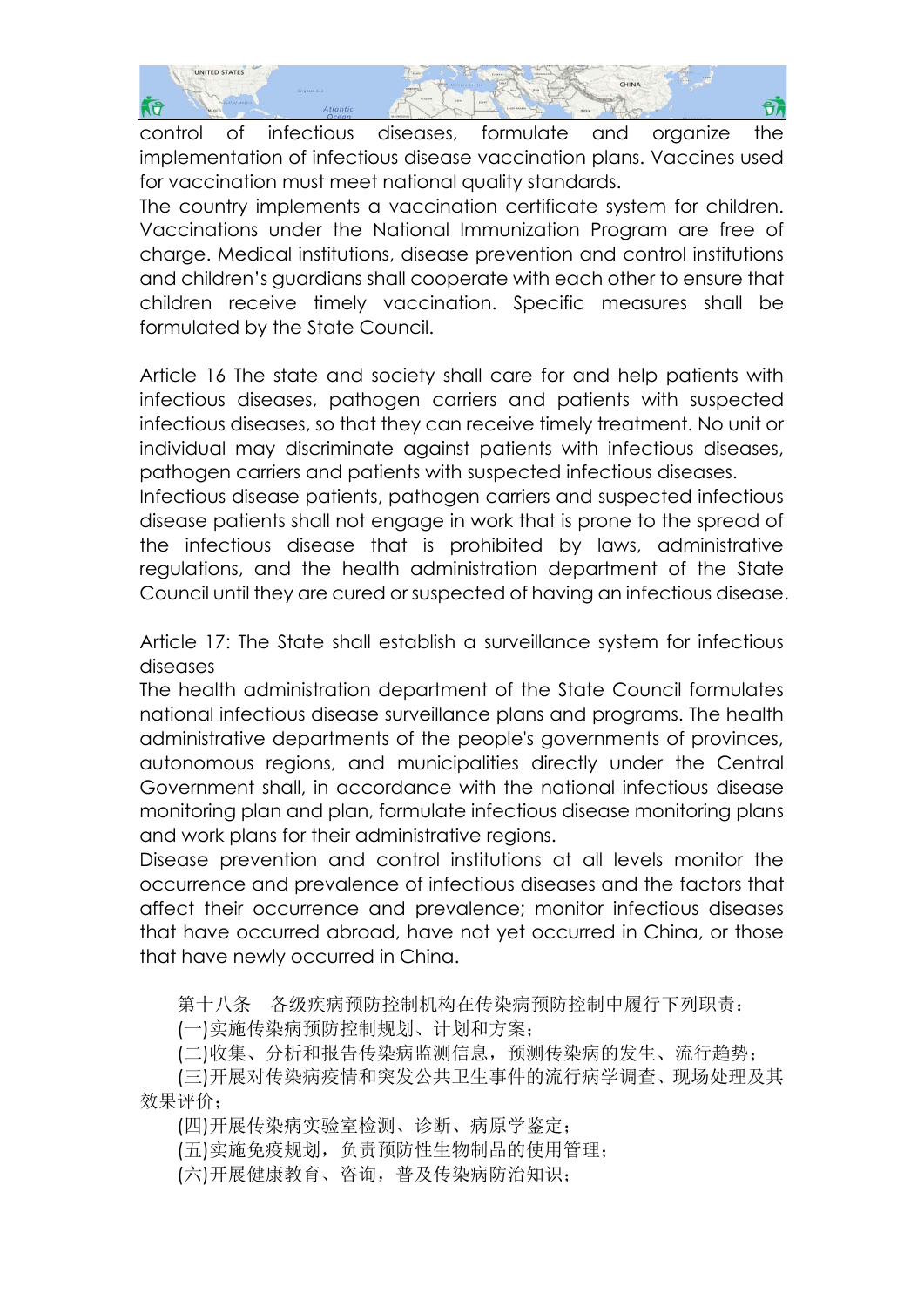control of infectious diseases, formulate and organize the implementation of infectious disease vaccination plans. Vaccines used for vaccination must meet national quality standards.

The country implements a vaccination certificate system for children. Vaccinations under the National Immunization Program are free of charge. Medical institutions, disease prevention and control institutions and children's guardians shall cooperate with each other to ensure that children receive timely vaccination. Specific measures shall be formulated by the State Council.

Article 16 The state and society shall care for and help patients with infectious diseases, pathogen carriers and patients with suspected infectious diseases, so that they can receive timely treatment. No unit or individual may discriminate against patients with infectious diseases, pathogen carriers and patients with suspected infectious diseases.

Infectious disease patients, pathogen carriers and suspected infectious disease patients shall not engage in work that is prone to the spread of the infectious disease that is prohibited by laws, administrative regulations, and the health administration department of the State Council until they are cured or suspected of having an infectious disease.

Article 17: The State shall establish a surveillance system for infectious diseases

The health administration department of the State Council formulates national infectious disease surveillance plans and programs. The health administrative departments of the people's governments of provinces, autonomous regions, and municipalities directly under the Central Government shall, in accordance with the national infectious disease monitoring plan and plan, formulate infectious disease monitoring plans and work plans for their administrative regions.

Disease prevention and control institutions at all levels monitor the occurrence and prevalence of infectious diseases and the factors that affect their occurrence and prevalence; monitor infectious diseases that have occurred abroad, have not yet occurred in China, or those that have newly occurred in China.

第十八条　各级疾病预防控制机构在传染病预防控制中履行下列职责：

(一)实施传染病预防控制规划、计划和方案；

(二)收集、分析和报告传染病监测信息，预测传染病的发生、流行趋势；

(三)开展对传染病疫情和突发公共卫生事件的流行病学调查、现场处理及其效果评价；

(四)开展传染病实验室检测、诊断、病原学鉴定；

(五)实施免疫规划，负责预防性生物制品的使用管理；

(六)开展健康教育、咨询，普及传染病防治知识；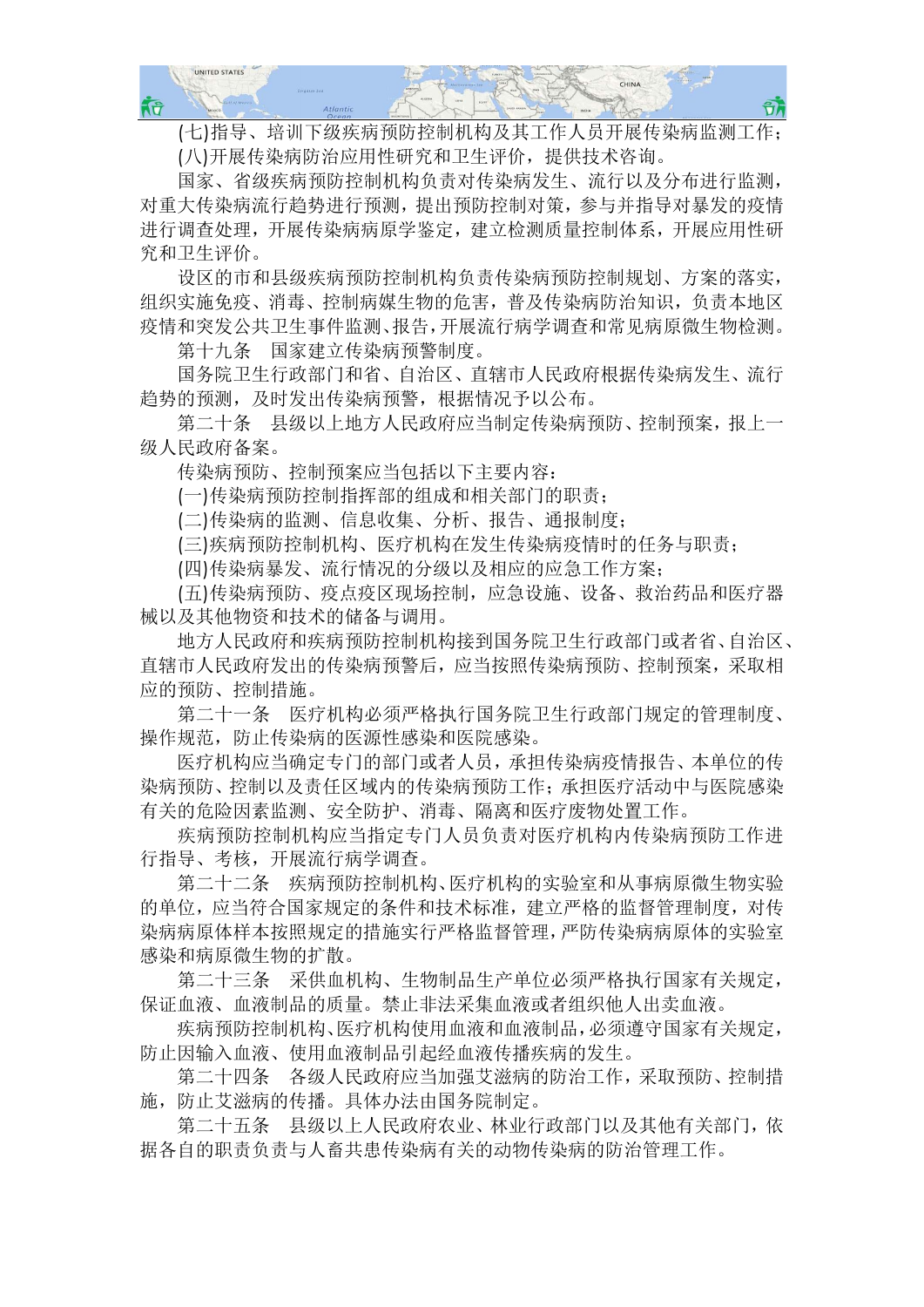(七)指导、培训下级疾病预防控制机构及其工作人员开展传染病监测工作；

(八)开展传染病防治应用性研究和卫生评价，提供技术咨询。

国家、省级疾病预防控制机构负责对传染病发生、流行以及分布进行监测，对重大传染病流行趋势进行预测，提出预防控制对策，参与并指导对暴发的疫情进行调查处理，开展传染病病原学鉴定，建立检测质量控制体系，开展应用性研究和卫生评价。

设区的市和县级疾病预防控制机构负责传染病预防控制规划、方案的落实，组织实施免疫、消毒、控制病媒生物的危害，普及传染病防治知识，负责本地区疫情和突发公共卫生事件监测、报告，开展流行病学调查和常见病原微生物检测。

第十九条　国家建立传染病预警制度。

国务院卫生行政部门和省、自治区、直辖市人民政府根据传染病发生、流行趋势的预测，及时发出传染病预警，根据情况予以公布。

第二十条　县级以上地方人民政府应当制定传染病预防、控制预案，报上一级人民政府备案。

传染病预防、控制预案应当包括以下主要内容：

(一)传染病预防控制指挥部的组成和相关部门的职责；

(二)传染病的监测、信息收集、分析、报告、通报制度；

(三)疾病预防控制机构、医疗机构在发生传染病疫情时的任务与职责；

(四)传染病暴发、流行情况的分级以及相应的应急工作方案；

(五)传染病预防、疫点疫区现场控制，应急设施、设备、救治药品和医疗器械以及其他物资和技术的储备与调用。

地方人民政府和疾病预防控制机构接到国务院卫生行政部门或者省、自治区、直辖市人民政府发出的传染病预警后，应当按照传染病预防、控制预案，采取相应的预防、控制措施。

第二十一条　医疗机构必须严格执行国务院卫生行政部门规定的管理制度、操作规范，防止传染病的医源性感染和医院感染。

医疗机构应当确定专门的部门或者人员，承担传染病疫情报告、本单位的传染病预防、控制以及责任区域内的传染病预防工作；承担医疗活动中与医院感染有关的危险因素监测、安全防护、消毒、隔离和医疗废物处置工作。

疾病预防控制机构应当指定专门人员负责对医疗机构内传染病预防工作进行指导、考核，开展流行病学调查。

第二十二条　疾病预防控制机构、医疗机构的实验室和从事病原微生物实验的单位，应当符合国家规定的条件和技术标准，建立严格的监督管理制度，对传染病病原体样本按照规定的措施实行严格监督管理，严防传染病病原体的实验室感染和病原微生物的扩散。

第二十三条　采供血机构、生物制品生产单位必须严格执行国家有关规定，保证血液、血液制品的质量。禁止非法采集血液或者组织他人出卖血液。

疾病预防控制机构、医疗机构使用血液和血液制品，必须遵守国家有关规定，防止因输入血液、使用血液制品引起经血液传播疾病的发生。

第二十四条　各级人民政府应当加强艾滋病的防治工作，采取预防、控制措施，防止艾滋病的传播。具体办法由国务院制定。

第二十五条　县级以上人民政府农业、林业行政部门以及其他有关部门，依据各自的职责负责与人畜共患传染病有关的动物传染病的防治管理工作。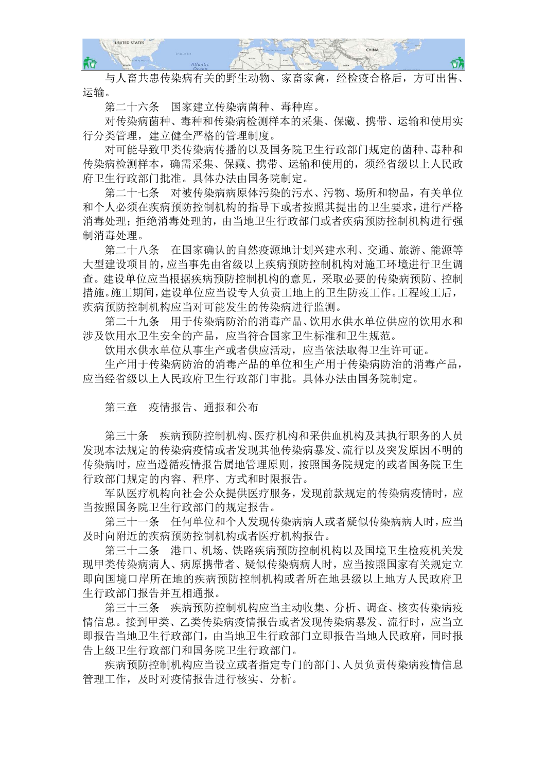与人畜共患传染病有关的野生动物、家畜家禽，经检疫合格后，方可出售、运输。

第二十六条　国家建立传染病菌种、毒种库。

对传染病菌种、毒种和传染病检测样本的采集、保藏、携带、运输和使用实行分类管理，建立健全严格的管理制度。

对可能导致甲类传染病传播的以及国务院卫生行政部门规定的菌种、毒种和传染病检测样本，确需采集、保藏、携带、运输和使用的，须经省级以上人民政府卫生行政部门批准。具体办法由国务院制定。

第二十七条　对被传染病病原体污染的污水、污物、场所和物品，有关单位和个人必须在疾病预防控制机构的指导下或者按照其提出的卫生要求，进行严格消毒处理；拒绝消毒处理的，由当地卫生行政部门或者疾病预防控制机构进行强制消毒处理。

第二十八条　在国家确认的自然疫源地计划兴建水利、交通、旅游、能源等大型建设项目的，应当事先由省级以上疾病预防控制机构对施工环境进行卫生调查。建设单位应当根据疾病预防控制机构的意见，采取必要的传染病预防、控制措施。施工期间，建设单位应当设专人负责工地上的卫生防疫工作。工程竣工后，疾病预防控制机构应当对可能发生的传染病进行监测。

第二十九条　用于传染病防治的消毒产品、饮用水供水单位供应的饮用水和涉及饮用水卫生安全的产品，应当符合国家卫生标准和卫生规范。

饮用水供水单位从事生产或者供应活动，应当依法取得卫生许可证。

生产用于传染病防治的消毒产品的单位和生产用于传染病防治的消毒产品，应当经省级以上人民政府卫生行政部门审批。具体办法由国务院制定。

## 第三章　疫情报告、通报和公布

第三十条　疾病预防控制机构、医疗机构和采供血机构及其执行职务的人员发现本法规定的传染病疫情或者发现其他传染病暴发、流行以及突发原因不明的传染病时，应当遵循疫情报告属地管理原则，按照国务院规定的或者国务院卫生行政部门规定的内容、程序、方式和时限报告。

军队医疗机构向社会公众提供医疗服务，发现前款规定的传染病疫情时，应当按照国务院卫生行政部门的规定报告。

第三十一条　任何单位和个人发现传染病病人或者疑似传染病病人时，应当及时向附近的疾病预防控制机构或者医疗机构报告。

第三十二条　港口、机场、铁路疾病预防控制机构以及国境卫生检疫机关发现甲类传染病病人、病原携带者、疑似传染病病人时，应当按照国家有关规定立即向国境口岸所在地的疾病预防控制机构或者所在地县级以上地方人民政府卫生行政部门报告并互相通报。

第三十三条　疾病预防控制机构应当主动收集、分析、调查、核实传染病疫情信息。接到甲类、乙类传染病疫情报告或者发现传染病暴发、流行时，应当立即报告当地卫生行政部门，由当地卫生行政部门立即报告当地人民政府，同时报告上级卫生行政部门和国务院卫生行政部门。

疾病预防控制机构应当设立或者指定专门的部门、人员负责传染病疫情信息管理工作，及时对疫情报告进行核实、分析。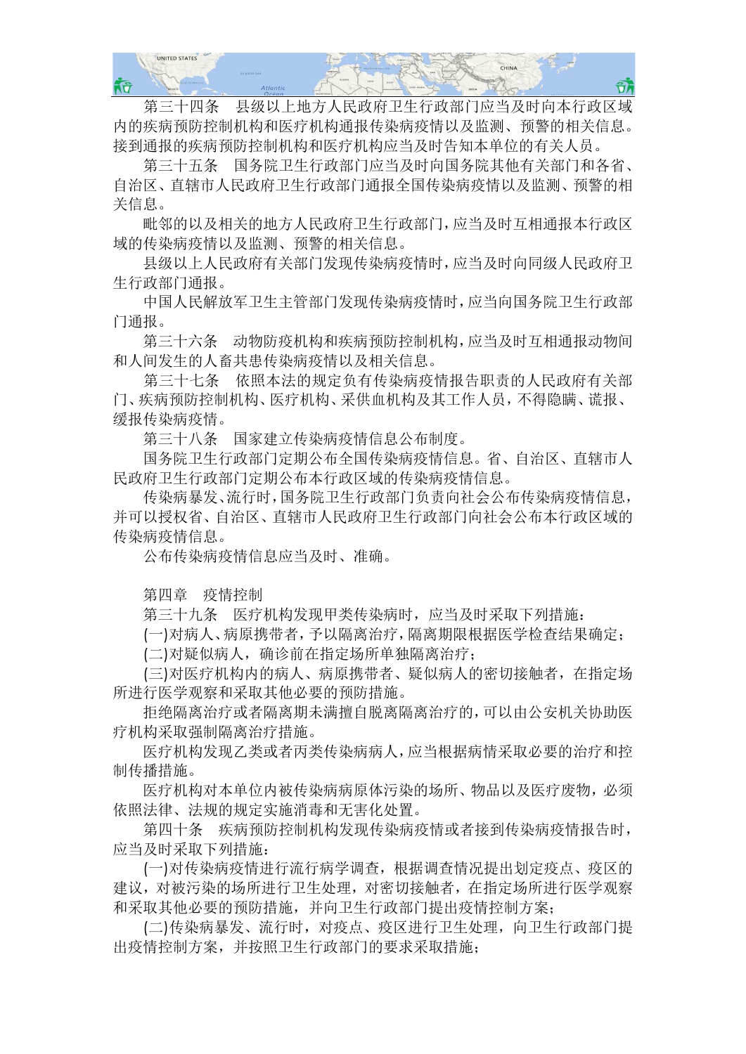第三十四条　县级以上地方人民政府卫生行政部门应当及时向本行政区域内的疾病预防控制机构和医疗机构通报传染病疫情以及监测、预警的相关信息。接到通报的疾病预防控制机构和医疗机构应当及时告知本单位的有关人员。

第三十五条　国务院卫生行政部门应当及时向国务院其他有关部门和各省、自治区、直辖市人民政府卫生行政部门通报全国传染病疫情以及监测、预警的相关信息。

毗邻的以及相关的地方人民政府卫生行政部门，应当及时互相通报本行政区域的传染病疫情以及监测、预警的相关信息。

县级以上人民政府有关部门发现传染病疫情时，应当及时向同级人民政府卫生行政部门通报。

中国人民解放军卫生主管部门发现传染病疫情时，应当向国务院卫生行政部门通报。

第三十六条　动物防疫机构和疾病预防控制机构，应当及时互相通报动物间和人间发生的人畜共患传染病疫情以及相关信息。

第三十七条　依照本法的规定负有传染病疫情报告职责的人民政府有关部门、疾病预防控制机构、医疗机构、采供血机构及其工作人员，不得隐瞒、谎报、缓报传染病疫情。

第三十八条　国家建立传染病疫情信息公布制度。

国务院卫生行政部门定期公布全国传染病疫情信息。省、自治区、直辖市人民政府卫生行政部门定期公布本行政区域的传染病疫情信息。

传染病暴发、流行时，国务院卫生行政部门负责向社会公布传染病疫情信息，并可以授权省、自治区、直辖市人民政府卫生行政部门向社会公布本行政区域的传染病疫情信息。

公布传染病疫情信息应当及时、准确。

## 第四章　疫情控制

第三十九条　医疗机构发现甲类传染病时，应当及时采取下列措施：

(一)对病人、病原携带者，予以隔离治疗，隔离期限根据医学检查结果确定；

(二)对疑似病人，确诊前在指定场所单独隔离治疗；

(三)对医疗机构内的病人、病原携带者、疑似病人的密切接触者，在指定场所进行医学观察和采取其他必要的预防措施。

拒绝隔离治疗或者隔离期未满擅自脱离隔离治疗的，可以由公安机关协助医疗机构采取强制隔离治疗措施。

医疗机构发现乙类或者丙类传染病病人，应当根据病情采取必要的治疗和控制传播措施。

医疗机构对本单位内被传染病病原体污染的场所、物品以及医疗废物，必须依照法律、法规的规定实施消毒和无害化处置。

第四十条　疾病预防控制机构发现传染病疫情或者接到传染病疫情报告时，应当及时采取下列措施：

(一)对传染病疫情进行流行病学调查，根据调查情况提出划定疫点、疫区的建议，对被污染的场所进行卫生处理，对密切接触者，在指定场所进行医学观察和采取其他必要的预防措施，并向卫生行政部门提出疫情控制方案；

(二)传染病暴发、流行时，对疫点、疫区进行卫生处理，向卫生行政部门提出疫情控制方案，并按照卫生行政部门的要求采取措施；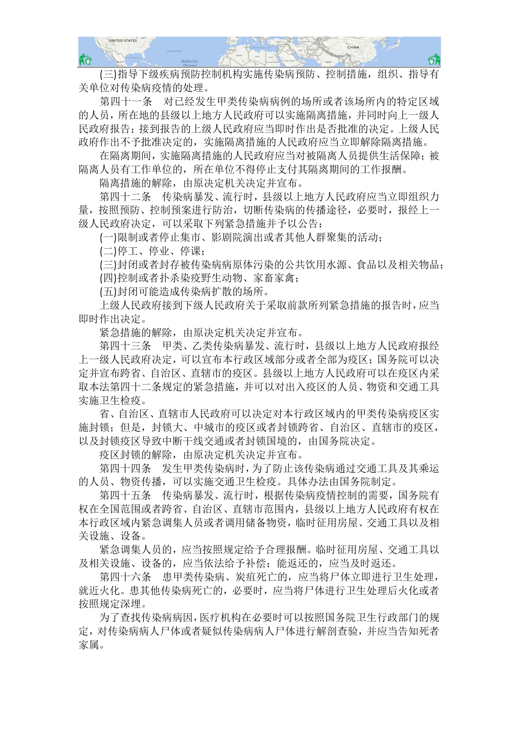(三)指导下级疾病预防控制机构实施传染病预防、控制措施，组织、指导有关单位对传染病疫情的处理。

第四十一条 对已经发生甲类传染病病例的场所或者该场所内的特定区域的人员，所在地的县级以上地方人民政府可以实施隔离措施，并同时向上一级人民政府报告；接到报告的上级人民政府应当即时作出是否批准的决定。上级人民政府作出不予批准决定的，实施隔离措施的人民政府应当立即解除隔离措施。

在隔离期间，实施隔离措施的人民政府应当对被隔离人员提供生活保障；被隔离人员有工作单位的，所在单位不得停止支付其隔离期间的工作报酬。

隔离措施的解除，由原决定机关决定并宣布。

第四十二条 传染病暴发、流行时，县级以上地方人民政府应当立即组织力量，按照预防、控制预案进行防治，切断传染病的传播途径，必要时，报经上一级人民政府决定，可以采取下列紧急措施并予以公告：

(一)限制或者停止集市、影剧院演出或者其他人群聚集的活动；

(二)停工、停业、停课；

(三)封闭或者封存被传染病病原体污染的公共饮用水源、食品以及相关物品；

(四)控制或者扑杀染疫野生动物、家畜家禽；

(五)封闭可能造成传染病扩散的场所。

上级人民政府接到下级人民政府关于采取前款所列紧急措施的报告时，应当即时作出决定。

紧急措施的解除，由原决定机关决定并宣布。

第四十三条 甲类、乙类传染病暴发、流行时，县级以上地方人民政府报经上一级人民政府决定，可以宣布本行政区域部分或者全部为疫区；国务院可以决定并宣布跨省、自治区、直辖市的疫区。县级以上地方人民政府可以在疫区内采取本法第四十二条规定的紧急措施，并可以对出入疫区的人员、物资和交通工具实施卫生检疫。

省、自治区、直辖市人民政府可以决定对本行政区域内的甲类传染病疫区实施封锁；但是，封锁大、中城市的疫区或者封锁跨省、自治区、直辖市的疫区，以及封锁疫区导致中断干线交通或者封锁国境的，由国务院决定。

疫区封锁的解除，由原决定机关决定并宣布。

第四十四条 发生甲类传染病时，为了防止该传染病通过交通工具及其乘运的人员、物资传播，可以实施交通卫生检疫。具体办法由国务院制定。

第四十五条 传染病暴发、流行时，根据传染病疫情控制的需要，国务院有权在全国范围或者跨省、自治区、直辖市范围内，县级以上地方人民政府有权在本行政区域内紧急调集人员或者调用储备物资，临时征用房屋、交通工具以及相关设施、设备。

紧急调集人员的，应当按照规定给予合理报酬。临时征用房屋、交通工具以及相关设施、设备的，应当依法给予补偿；能返还的，应当及时返还。

第四十六条 患甲类传染病、炭疽死亡的，应当将尸体立即进行卫生处理，就近火化。患其他传染病死亡的，必要时，应当将尸体进行卫生处理后火化或者按照规定深埋。

为了查找传染病病因，医疗机构在必要时可以按照国务院卫生行政部门的规定，对传染病病人尸体或者疑似传染病病人尸体进行解剖查验，并应当告知死者家属。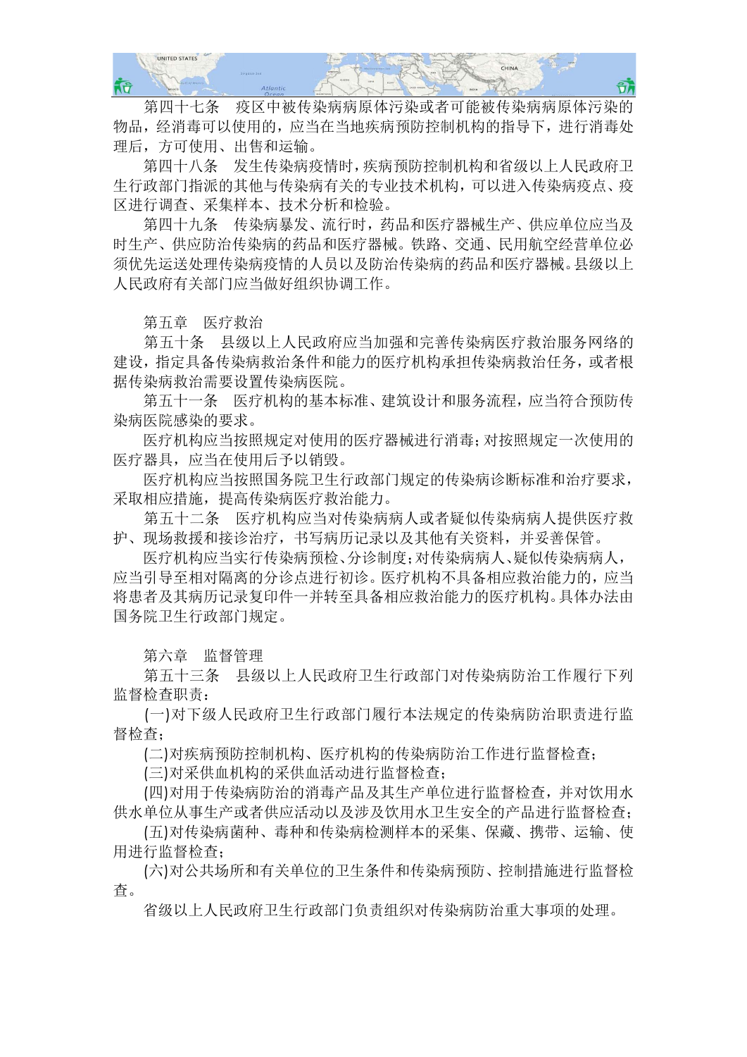第四十七条　疫区中被传染病病原体污染或者可能被传染病病原体污染的物品，经消毒可以使用的，应当在当地疾病预防控制机构的指导下，进行消毒处理后，方可使用、出售和运输。

第四十八条　发生传染病疫情时，疾病预防控制机构和省级以上人民政府卫生行政部门指派的其他与传染病有关的专业技术机构，可以进入传染病疫点、疫区进行调查、采集样本、技术分析和检验。

第四十九条　传染病暴发、流行时，药品和医疗器械生产、供应单位应当及时生产、供应防治传染病的药品和医疗器械。铁路、交通、民用航空经营单位必须优先运送处理传染病疫情的人员以及防治传染病的药品和医疗器械。县级以上人民政府有关部门应当做好组织协调工作。

## 第五章　医疗救治

第五十条　县级以上人民政府应当加强和完善传染病医疗救治服务网络的建设，指定具备传染病救治条件和能力的医疗机构承担传染病救治任务，或者根据传染病救治需要设置传染病医院。

第五十一条　医疗机构的基本标准、建筑设计和服务流程，应当符合预防传染病医院感染的要求。

医疗机构应当按照规定对使用的医疗器械进行消毒；对按照规定一次使用的医疗器具，应当在使用后予以销毁。

医疗机构应当按照国务院卫生行政部门规定的传染病诊断标准和治疗要求，采取相应措施，提高传染病医疗救治能力。

第五十二条　医疗机构应当对传染病病人或者疑似传染病病人提供医疗救护、现场救援和接诊治疗，书写病历记录以及其他有关资料，并妥善保管。

医疗机构应当实行传染病预检、分诊制度；对传染病病人、疑似传染病病人，应当引导至相对隔离的分诊点进行初诊。医疗机构不具备相应救治能力的，应当将患者及其病历记录复印件一并转至具备相应救治能力的医疗机构。具体办法由国务院卫生行政部门规定。

## 第六章　监督管理

第五十三条　县级以上人民政府卫生行政部门对传染病防治工作履行下列监督检查职责：

(一)对下级人民政府卫生行政部门履行本法规定的传染病防治职责进行监督检查；

(二)对疾病预防控制机构、医疗机构的传染病防治工作进行监督检查；

(三)对采供血机构的采供血活动进行监督检查；

(四)对用于传染病防治的消毒产品及其生产单位进行监督检查，并对饮用水供水单位从事生产或者供应活动以及涉及饮用水卫生安全的产品进行监督检查；

(五)对传染病菌种、毒种和传染病检测样本的采集、保藏、携带、运输、使用进行监督检查；

(六)对公共场所和有关单位的卫生条件和传染病预防、控制措施进行监督检查。

省级以上人民政府卫生行政部门负责组织对传染病防治重大事项的处理。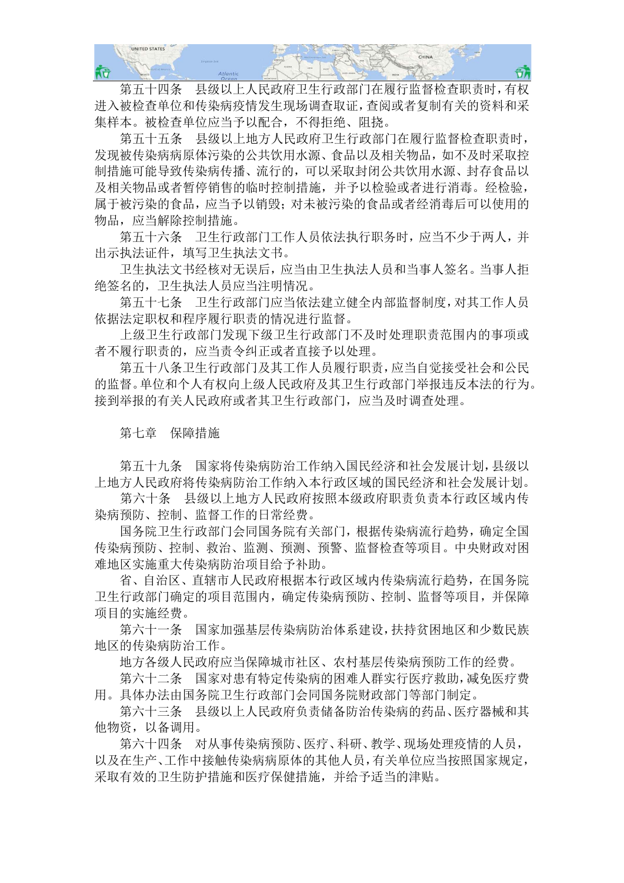第五十四条　县级以上人民政府卫生行政部门在履行监督检查职责时，有权进入被检查单位和传染病疫情发生现场调查取证，查阅或者复制有关的资料和采集样本。被检查单位应当予以配合，不得拒绝、阻挠。

第五十五条　县级以上地方人民政府卫生行政部门在履行监督检查职责时，发现被传染病病原体污染的公共饮用水源、食品以及相关物品，如不及时采取控制措施可能导致传染病传播、流行的，可以采取封闭公共饮用水源、封存食品以及相关物品或者暂停销售的临时控制措施，并予以检验或者进行消毒。经检验，属于被污染的食品，应当予以销毁；对未被污染的食品或者经消毒后可以使用的物品，应当解除控制措施。

第五十六条　卫生行政部门工作人员依法执行职务时，应当不少于两人，并出示执法证件，填写卫生执法文书。

卫生执法文书经核对无误后，应当由卫生执法人员和当事人签名。当事人拒绝签名的，卫生执法人员应当注明情况。

第五十七条　卫生行政部门应当依法建立健全内部监督制度，对其工作人员依据法定职权和程序履行职责的情况进行监督。

上级卫生行政部门发现下级卫生行政部门不及时处理职责范围内的事项或者不履行职责的，应当责令纠正或者直接予以处理。

第五十八条卫生行政部门及其工作人员履行职责，应当自觉接受社会和公民的监督。单位和个人有权向上级人民政府及其卫生行政部门举报违反本法的行为。接到举报的有关人民政府或者其卫生行政部门，应当及时调查处理。

## 第七章　保障措施

第五十九条　国家将传染病防治工作纳入国民经济和社会发展计划，县级以上地方人民政府将传染病防治工作纳入本行政区域的国民经济和社会发展计划。

第六十条　县级以上地方人民政府按照本级政府职责负责本行政区域内传染病预防、控制、监督工作的日常经费。

国务院卫生行政部门会同国务院有关部门，根据传染病流行趋势，确定全国传染病预防、控制、救治、监测、预测、预警、监督检查等项目。中央财政对困难地区实施重大传染病防治项目给予补助。

省、自治区、直辖市人民政府根据本行政区域内传染病流行趋势，在国务院卫生行政部门确定的项目范围内，确定传染病预防、控制、监督等项目，并保障项目的实施经费。

第六十一条　国家加强基层传染病防治体系建设，扶持贫困地区和少数民族地区的传染病防治工作。

地方各级人民政府应当保障城市社区、农村基层传染病预防工作的经费。

第六十二条　国家对患有特定传染病的困难人群实行医疗救助，减免医疗费用。具体办法由国务院卫生行政部门会同国务院财政部门等部门制定。

第六十三条　县级以上人民政府负责储备防治传染病的药品、医疗器械和其他物资，以备调用。

第六十四条　对从事传染病预防、医疗、科研、教学、现场处理疫情的人员，以及在生产、工作中接触传染病病原体的其他人员，有关单位应当按照国家规定，采取有效的卫生防护措施和医疗保健措施，并给予适当的津贴。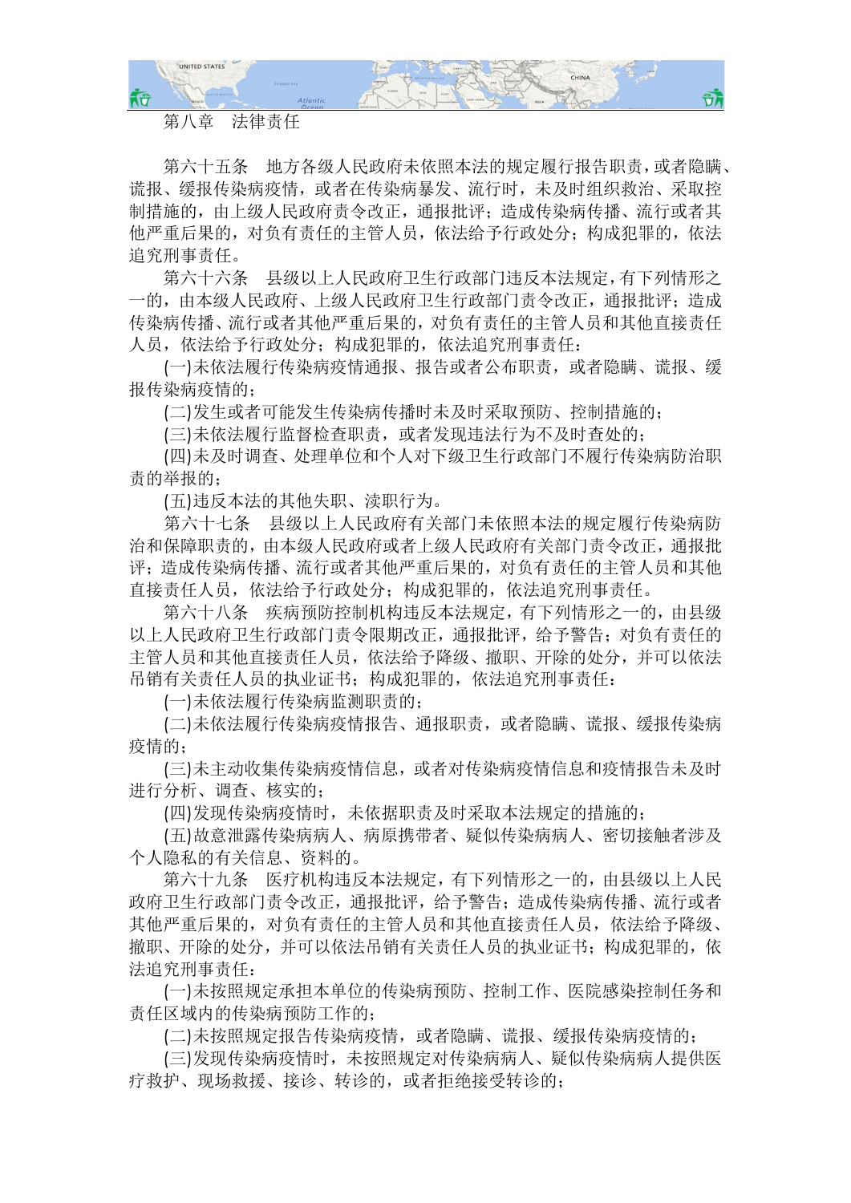## 第八章　法律责任

第六十五条　地方各级人民政府未依照本法的规定履行报告职责，或者隐瞒、谎报、缓报传染病疫情，或者在传染病暴发、流行时，未及时组织救治、采取控制措施的，由上级人民政府责令改正，通报批评；造成传染病传播、流行或者其他严重后果的，对负有责任的主管人员，依法给予行政处分；构成犯罪的，依法追究刑事责任。

第六十六条　县级以上人民政府卫生行政部门违反本法规定，有下列情形之一的，由本级人民政府、上级人民政府卫生行政部门责令改正，通报批评；造成传染病传播、流行或者其他严重后果的，对负有责任的主管人员和其他直接责任人员，依法给予行政处分；构成犯罪的，依法追究刑事责任：

(一)未依法履行传染病疫情通报、报告或者公布职责，或者隐瞒、谎报、缓报传染病疫情的；

(二)发生或者可能发生传染病传播时未及时采取预防、控制措施的；

(三)未依法履行监督检查职责，或者发现违法行为不及时查处的；

(四)未及时调查、处理单位和个人对下级卫生行政部门不履行传染病防治职责的举报的；

(五)违反本法的其他失职、渎职行为。

第六十七条　县级以上人民政府有关部门未依照本法的规定履行传染病防治和保障职责的，由本级人民政府或者上级人民政府有关部门责令改正，通报批评；造成传染病传播、流行或者其他严重后果的，对负有责任的主管人员和其他直接责任人员，依法给予行政处分；构成犯罪的，依法追究刑事责任。

第六十八条　疾病预防控制机构违反本法规定，有下列情形之一的，由县级以上人民政府卫生行政部门责令限期改正，通报批评，给予警告；对负有责任的主管人员和其他直接责任人员，依法给予降级、撤职、开除的处分，并可以依法吊销有关责任人员的执业证书；构成犯罪的，依法追究刑事责任：

(一)未依法履行传染病监测职责的；

(二)未依法履行传染病疫情报告、通报职责，或者隐瞒、谎报、缓报传染病疫情的；

(三)未主动收集传染病疫情信息，或者对传染病疫情信息和疫情报告未及时进行分析、调查、核实的；

(四)发现传染病疫情时，未依据职责及时采取本法规定的措施的；

(五)故意泄露传染病病人、病原携带者、疑似传染病病人、密切接触者涉及个人隐私的有关信息、资料的。

第六十九条　医疗机构违反本法规定，有下列情形之一的，由县级以上人民政府卫生行政部门责令改正，通报批评，给予警告；造成传染病传播、流行或者其他严重后果的，对负有责任的主管人员和其他直接责任人员，依法给予降级、撤职、开除的处分，并可以依法吊销有关责任人员的执业证书；构成犯罪的，依法追究刑事责任：

(一)未按照规定承担本单位的传染病预防、控制工作、医院感染控制任务和责任区域内的传染病预防工作的；

(二)未按照规定报告传染病疫情，或者隐瞒、谎报、缓报传染病疫情的；

(三)发现传染病疫情时，未按照规定对传染病病人、疑似传染病病人提供医疗救护、现场救援、接诊、转诊的，或者拒绝接受转诊的；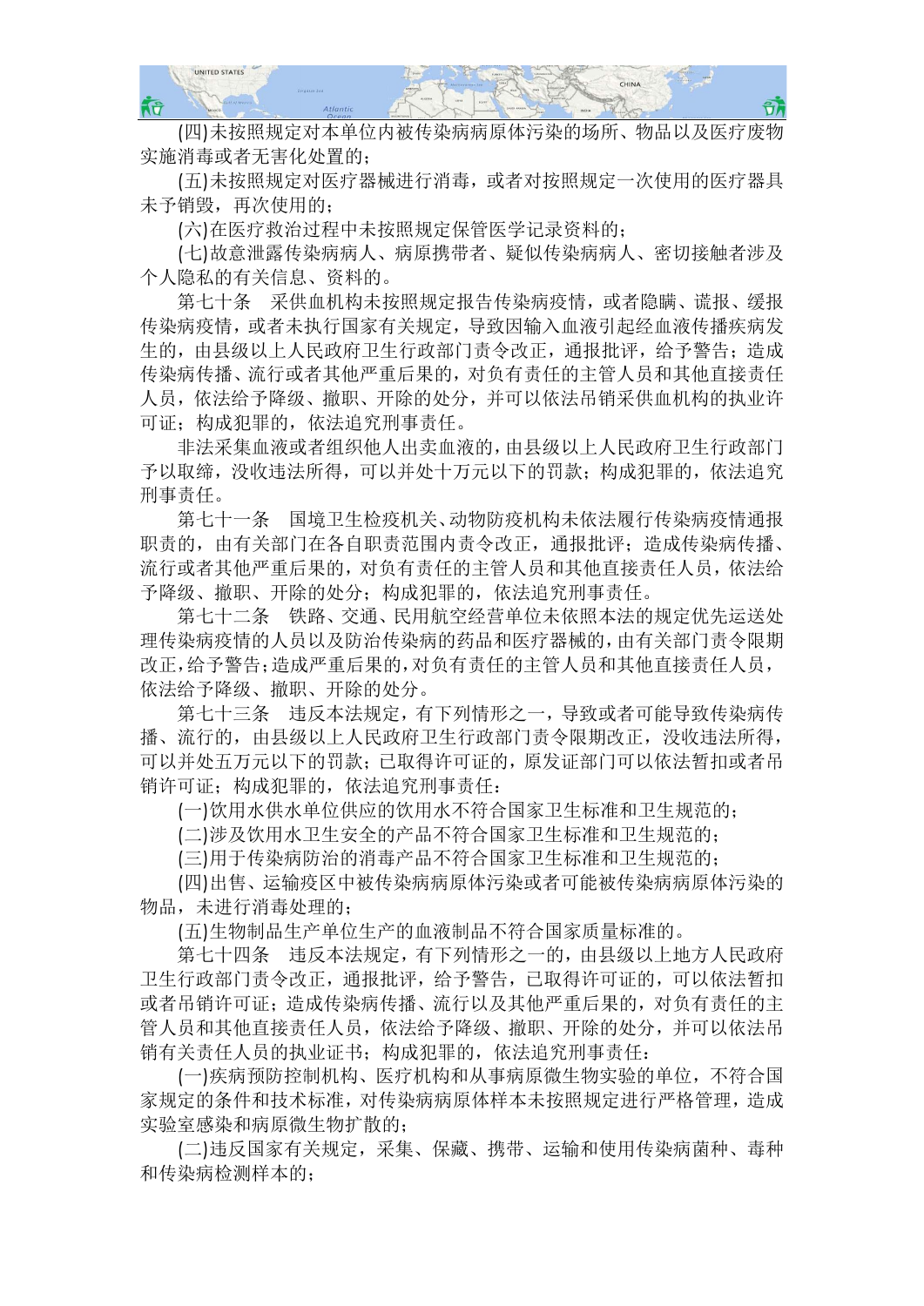(四)未按照规定对本单位内被传染病病原体污染的场所、物品以及医疗废物实施消毒或者无害化处置的；

(五)未按照规定对医疗器械进行消毒，或者对按照规定一次使用的医疗器具未予销毁，再次使用的；

(六)在医疗救治过程中未按照规定保管医学记录资料的；

(七)故意泄露传染病病人、病原携带者、疑似传染病病人、密切接触者涉及个人隐私的有关信息、资料的。

第七十条　采供血机构未按照规定报告传染病疫情，或者隐瞒、谎报、缓报传染病疫情，或者未执行国家有关规定，导致因输入血液引起经血液传播疾病发生的，由县级以上人民政府卫生行政部门责令改正，通报批评，给予警告；造成传染病传播、流行或者其他严重后果的，对负有责任的主管人员和其他直接责任人员，依法给予降级、撤职、开除的处分，并可以依法吊销采供血机构的执业许可证；构成犯罪的，依法追究刑事责任。

非法采集血液或者组织他人出卖血液的，由县级以上人民政府卫生行政部门予以取缔，没收违法所得，可以并处十万元以下的罚款；构成犯罪的，依法追究刑事责任。

第七十一条　国境卫生检疫机关、动物防疫机构未依法履行传染病疫情通报职责的，由有关部门在各自职责范围内责令改正，通报批评；造成传染病传播、流行或者其他严重后果的，对负有责任的主管人员和其他直接责任人员，依法给予降级、撤职、开除的处分；构成犯罪的，依法追究刑事责任。

第七十二条　铁路、交通、民用航空经营单位未依照本法的规定优先运送处理传染病疫情的人员以及防治传染病的药品和医疗器械的，由有关部门责令限期改正，给予警告；造成严重后果的，对负有责任的主管人员和其他直接责任人员，依法给予降级、撤职、开除的处分。

第七十三条　违反本法规定，有下列情形之一，导致或者可能导致传染病传播、流行的，由县级以上人民政府卫生行政部门责令限期改正，没收违法所得，可以并处五万元以下的罚款；已取得许可证的，原发证部门可以依法暂扣或者吊销许可证；构成犯罪的，依法追究刑事责任：

(一)饮用水供水单位供应的饮用水不符合国家卫生标准和卫生规范的；

(二)涉及饮用水卫生安全的产品不符合国家卫生标准和卫生规范的；

(三)用于传染病防治的消毒产品不符合国家卫生标准和卫生规范的；

(四)出售、运输疫区中被传染病病原体污染或者可能被传染病病原体污染的物品，未进行消毒处理的；

(五)生物制品生产单位生产的血液制品不符合国家质量标准的。

第七十四条　违反本法规定，有下列情形之一的，由县级以上地方人民政府卫生行政部门责令改正，通报批评，给予警告，已取得许可证的，可以依法暂扣或者吊销许可证；造成传染病传播、流行以及其他严重后果的，对负有责任的主管人员和其他直接责任人员，依法给予降级、撤职、开除的处分，并可以依法吊销有关责任人员的执业证书；构成犯罪的，依法追究刑事责任：

(一)疾病预防控制机构、医疗机构和从事病原微生物实验的单位，不符合国家规定的条件和技术标准，对传染病病原体样本未按照规定进行严格管理，造成实验室感染和病原微生物扩散的；

(二)违反国家有关规定，采集、保藏、携带、运输和使用传染病菌种、毒种和传染病检测样本的；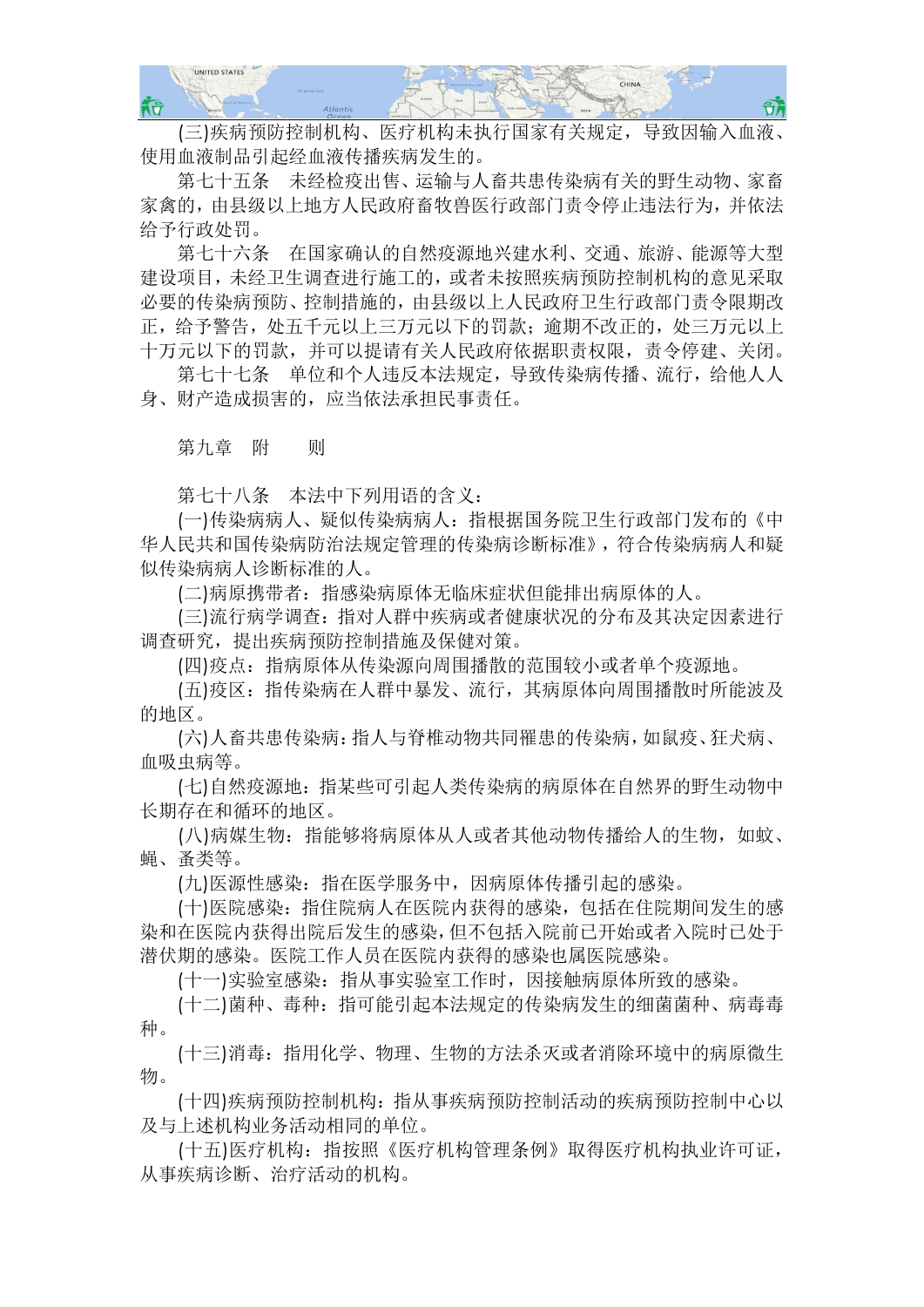(三)疾病预防控制机构、医疗机构未执行国家有关规定，导致因输入血液、使用血液制品引起经血液传播疾病发生的。

第七十五条　未经检疫出售、运输与人畜共患传染病有关的野生动物、家畜家禽的，由县级以上地方人民政府畜牧兽医行政部门责令停止违法行为，并依法给予行政处罚。

第七十六条　在国家确认的自然疫源地兴建水利、交通、旅游、能源等大型建设项目，未经卫生调查进行施工的，或者未按照疾病预防控制机构的意见采取必要的传染病预防、控制措施的，由县级以上人民政府卫生行政部门责令限期改正，给予警告，处五千元以上三万元以下的罚款；逾期不改正的，处三万元以上十万元以下的罚款，并可以提请有关人民政府依据职责权限，责令停建、关闭。

第七十七条　单位和个人违反本法规定，导致传染病传播、流行，给他人人身、财产造成损害的，应当依法承担民事责任。

## 第九章　附　　则

第七十八条　本法中下列用语的含义：

(一)传染病病人、疑似传染病病人：指根据国务院卫生行政部门发布的《中华人民共和国传染病防治法规定管理的传染病诊断标准》，符合传染病病人和疑似传染病病人诊断标准的人。

(二)病原携带者：指感染病原体无临床症状但能排出病原体的人。

(三)流行病学调查：指对人群中疾病或者健康状况的分布及其决定因素进行调查研究，提出疾病预防控制措施及保健对策。

(四)疫点：指病原体从传染源向周围播散的范围较小或者单个疫源地。

(五)疫区：指传染病在人群中暴发、流行，其病原体向周围播散时所能波及的地区。

(六)人畜共患传染病：指人与脊椎动物共同罹患的传染病，如鼠疫、狂犬病、血吸虫病等。

(七)自然疫源地：指某些可引起人类传染病的病原体在自然界的野生动物中长期存在和循环的地区。

(八)病媒生物：指能够将病原体从人或者其他动物传播给人的生物，如蚊、蝇、蚤类等。

(九)医源性感染：指在医学服务中，因病原体传播引起的感染。

(十)医院感染：指住院病人在医院内获得的感染，包括在住院期间发生的感染和在医院内获得出院后发生的感染，但不包括入院前已开始或者入院时已处于潜伏期的感染。医院工作人员在医院内获得的感染也属医院感染。

(十一)实验室感染：指从事实验室工作时，因接触病原体所致的感染。

(十二)菌种、毒种：指可能引起本法规定的传染病发生的细菌菌种、病毒毒种。

(十三)消毒：指用化学、物理、生物的方法杀灭或者消除环境中的病原微生物。

(十四)疾病预防控制机构：指从事疾病预防控制活动的疾病预防控制中心以及与上述机构业务活动相同的单位。

(十五)医疗机构：指按照《医疗机构管理条例》取得医疗机构执业许可证，从事疾病诊断、治疗活动的机构。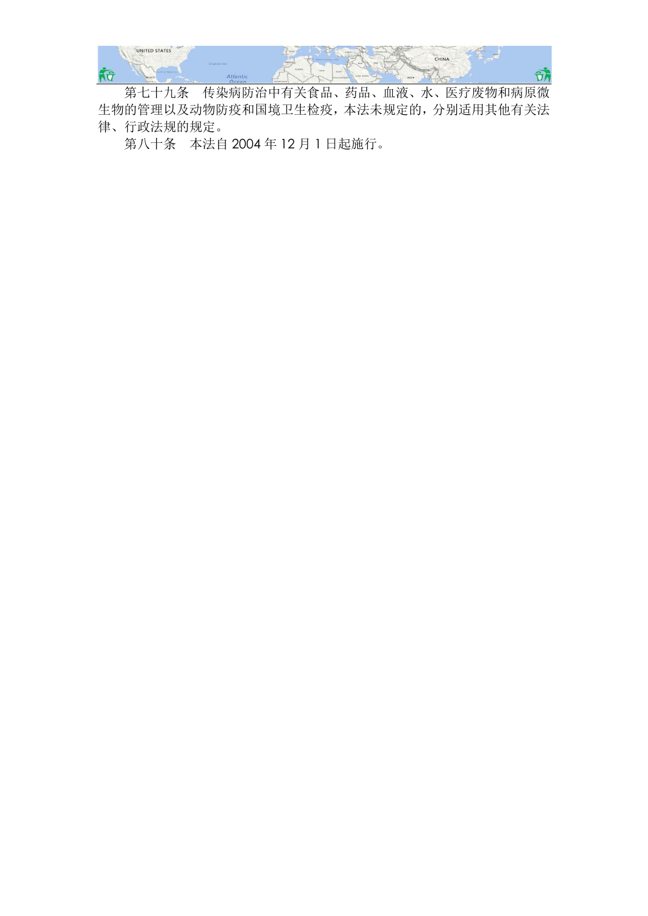第七十九条　传染病防治中有关食品、药品、血液、水、医疗废物和病原微生物的管理以及动物防疫和国境卫生检疫，本法未规定的，分别适用其他有关法律、行政法规的规定。

第八十条　本法自 2004 年 12 月 1 日起施行。